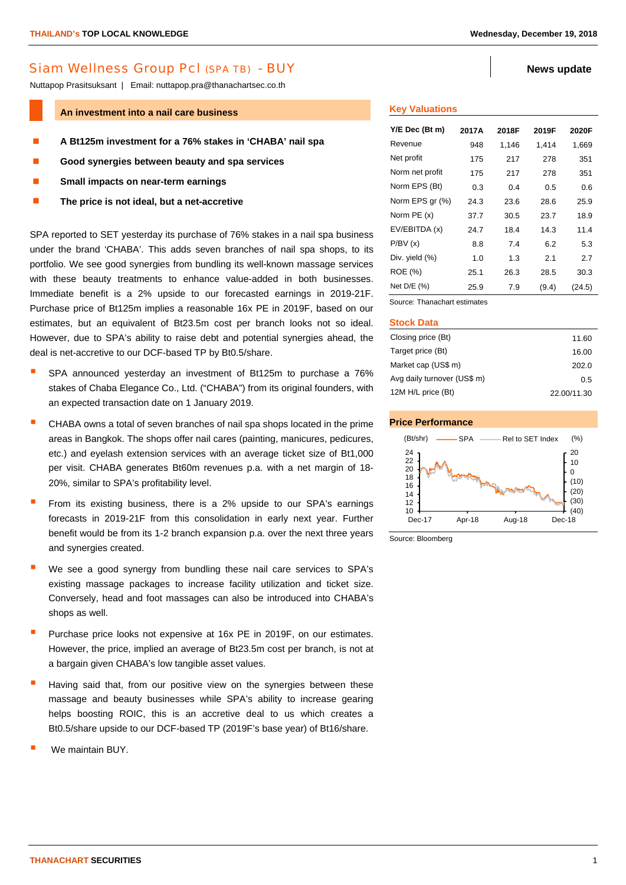# Siam Wellness Group Pcl (SPA TB) - BUY

News update

Nuttapop Prasitsuksant | Email: nuttapop.pra@thanachartsec.co.th

## An investment into a nail care business

- **A Bt125m investment for a 76% stakes in 'CHABA' nail spa**
- **Good synergies between beauty and spa services**
- **Small impacts on near-term earnings**
- **The price is not ideal, but a net-accretive**

SPA reported to SET yesterday its purchase of 76% stakes in a nail spa business under the brand 'CHABA'. This adds seven branches of nail spa shops, to its portfolio. We see good synergies from bundling its well-known massage services with these beauty treatments to enhance value-added in both businesses. Immediate benefit is a 2% upside to our forecasted earnings in 2019-21F. Purchase price of Bt125m implies a reasonable 16x PE in 2019F, based on our estimates, but an equivalent of Bt23.5m cost per branch looks not so ideal. However, due to SPA's ability to raise debt and potential synergies ahead, the deal is net-accretive to our DCF-based TP by Bt0.5/share.

- SPA announced yesterday an investment of Bt125m to purchase a 76% stakes of Chaba Elegance Co., Ltd. ("CHABA") from its original founders, with an expected transaction date on 1 January 2019.
- CHABA owns a total of seven branches of nail spa shops located in the prime areas in Bangkok. The shops offer nail cares (painting, manicures, pedicures, etc.) and eyelash extension services with an average ticket size of Bt1,000 per visit. CHABA generates Bt60m revenues p.a. with a net margin of 18-20%, similar to SPA's profitability level.
- From its existing business, there is a 2% upside to our SPA's earnings forecasts in 2019-21F from this consolidation in early next year. Further benefit would be from its 1-2 branch expansion p.a. over the next three years and synergies created.
- We see a good synergy from bundling these nail care services to SPA's existing massage packages to increase facility utilization and ticket size. Conversely, head and foot massages can also be introduced into CHABA's shops as well.
- Purchase price looks not expensive at 16x PE in 2019F, on our estimates. However, the price, implied an average of Bt23.5m cost per branch, is not at a bargain given CHABA's low tangible asset values.
- Having said that, from our positive view on the synergies between these massage and beauty businesses while SPA's ability to increase gearing helps boosting ROIC, this is an accretive deal to us which creates a Bt0.5/share upside to our DCF-based TP (2019F's base year) of Bt16/share.
- We maintain BUY.

### Key Valuations

| Y/E Dec (Bt m) | 2017A | 2018F | 2019F | 2020F |
|---|---|---|---|---|
| Revenue | 948 | 1,146 | 1,414 | 1,669 |
| Net profit | 175 | 217 | 278 | 351 |
| Norm net profit | 175 | 217 | 278 | 351 |
| Norm EPS (Bt) | 0.3 | 0.4 | 0.5 | 0.6 |
| Norm EPS gr (%) | 24.3 | 23.6 | 28.6 | 25.9 |
| Norm PE (x) | 37.7 | 30.5 | 23.7 | 18.9 |
| EV/EBITDA (x) | 24.7 | 18.4 | 14.3 | 11.4 |
| P/BV (x) | 8.8 | 7.4 | 6.2 | 5.3 |
| Div. yield (%) | 1.0 | 1.3 | 2.1 | 2.7 |
| ROE (%) | 25.1 | 26.3 | 28.5 | 30.3 |
| Net D/E (%) | 25.9 | 7.9 | (9.4) | (24.5) |

Source: Thanachart estimates

### Stock Data

| | |
|---|---|
| Closing price (Bt) | 11.60 |
| Target price (Bt) | 16.00 |
| Market cap (US$ m) | 202.0 |
| Avg daily turnover (US$ m) | 0.5 |
| 12M H/L price (Bt) | 22.00/11.30 |

### Price Performance

Source: Bloomberg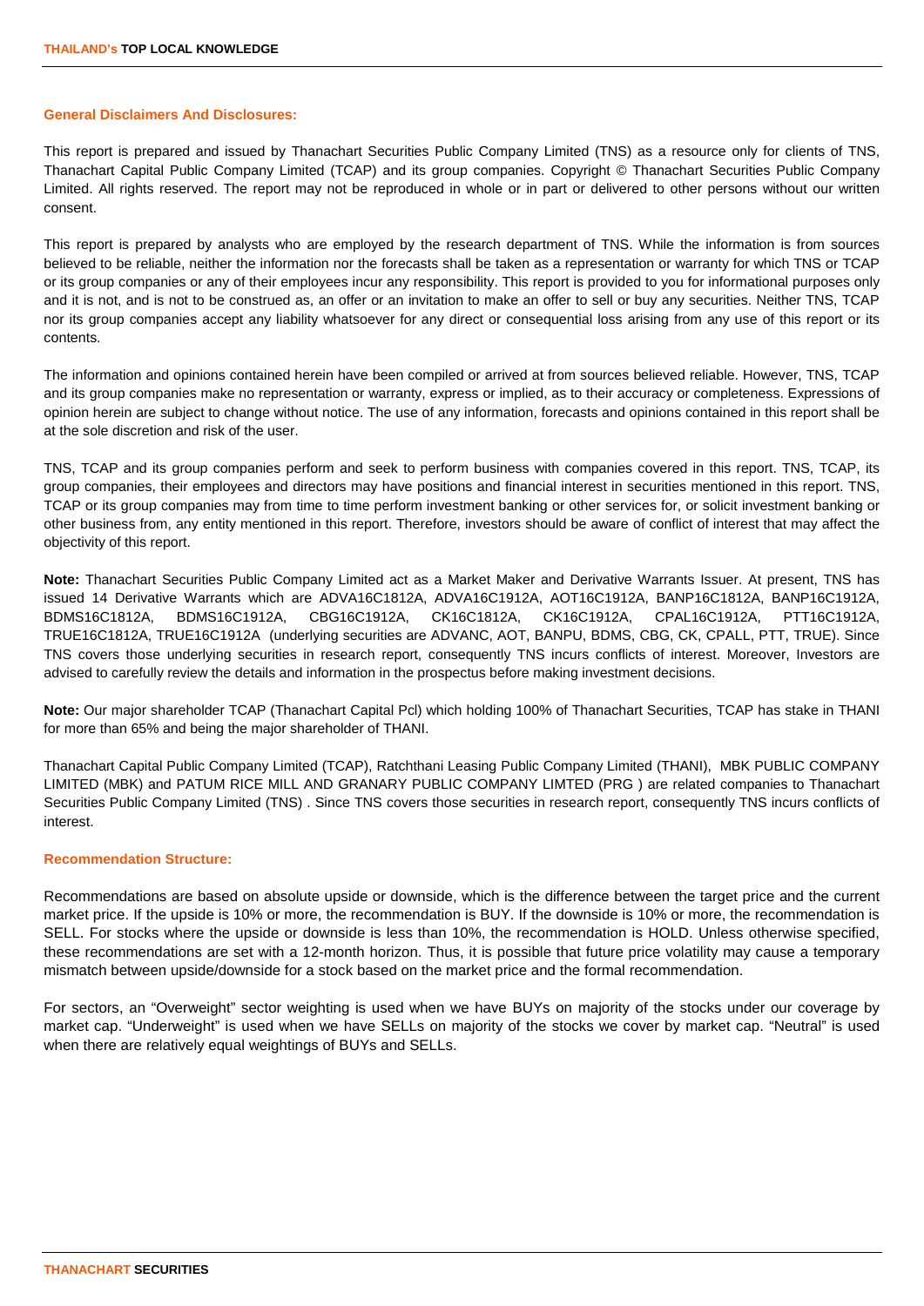## General Disclaimers And Disclosures:

This report is prepared and issued by Thanachart Securities Public Company Limited (TNS) as a resource only for clients of TNS, Thanachart Capital Public Company Limited (TCAP) and its group companies. Copyright © Thanachart Securities Public Company Limited. All rights reserved. The report may not be reproduced in whole or in part or delivered to other persons without our written consent.

This report is prepared by analysts who are employed by the research department of TNS. While the information is from sources believed to be reliable, neither the information nor the forecasts shall be taken as a representation or warranty for which TNS or TCAP or its group companies or any of their employees incur any responsibility. This report is provided to you for informational purposes only and it is not, and is not to be construed as, an offer or an invitation to make an offer to sell or buy any securities. Neither TNS, TCAP nor its group companies accept any liability whatsoever for any direct or consequential loss arising from any use of this report or its contents.

The information and opinions contained herein have been compiled or arrived at from sources believed reliable. However, TNS, TCAP and its group companies make no representation or warranty, express or implied, as to their accuracy or completeness. Expressions of opinion herein are subject to change without notice. The use of any information, forecasts and opinions contained in this report shall be at the sole discretion and risk of the user.

TNS, TCAP and its group companies perform and seek to perform business with companies covered in this report. TNS, TCAP, its group companies, their employees and directors may have positions and financial interest in securities mentioned in this report. TNS, TCAP or its group companies may from time to time perform investment banking or other services for, or solicit investment banking or other business from, any entity mentioned in this report. Therefore, investors should be aware of conflict of interest that may affect the objectivity of this report.

**Note:** Thanachart Securities Public Company Limited act as a Market Maker and Derivative Warrants Issuer. At present, TNS has issued 14 Derivative Warrants which are ADVA16C1812A, ADVA16C1912A, AOT16C1912A, BANP16C1812A, BANP16C1912A, BDMS16C1812A, BDMS16C1912A, CBG16C1912A, CK16C1812A, CK16C1912A, CPAL16C1912A, PTT16C1912A, TRUE16C1812A, TRUE16C1912A (underlying securities are ADVANC, AOT, BANPU, BDMS, CBG, CK, CPALL, PTT, TRUE). Since TNS covers those underlying securities in research report, consequently TNS incurs conflicts of interest. Moreover, Investors are advised to carefully review the details and information in the prospectus before making investment decisions.

**Note:** Our major shareholder TCAP (Thanachart Capital Pcl) which holding 100% of Thanachart Securities, TCAP has stake in THANI for more than 65% and being the major shareholder of THANI.

Thanachart Capital Public Company Limited (TCAP), Ratchthani Leasing Public Company Limited (THANI), MBK PUBLIC COMPANY LIMITED (MBK) and PATUM RICE MILL AND GRANARY PUBLIC COMPANY LIMTED (PRG ) are related companies to Thanachart Securities Public Company Limited (TNS) . Since TNS covers those securities in research report, consequently TNS incurs conflicts of interest.

## Recommendation Structure:

Recommendations are based on absolute upside or downside, which is the difference between the target price and the current market price. If the upside is 10% or more, the recommendation is BUY. If the downside is 10% or more, the recommendation is SELL. For stocks where the upside or downside is less than 10%, the recommendation is HOLD. Unless otherwise specified, these recommendations are set with a 12-month horizon. Thus, it is possible that future price volatility may cause a temporary mismatch between upside/downside for a stock based on the market price and the formal recommendation.

For sectors, an "Overweight" sector weighting is used when we have BUYs on majority of the stocks under our coverage by market cap. "Underweight" is used when we have SELLs on majority of the stocks we cover by market cap. "Neutral" is used when there are relatively equal weightings of BUYs and SELLs.